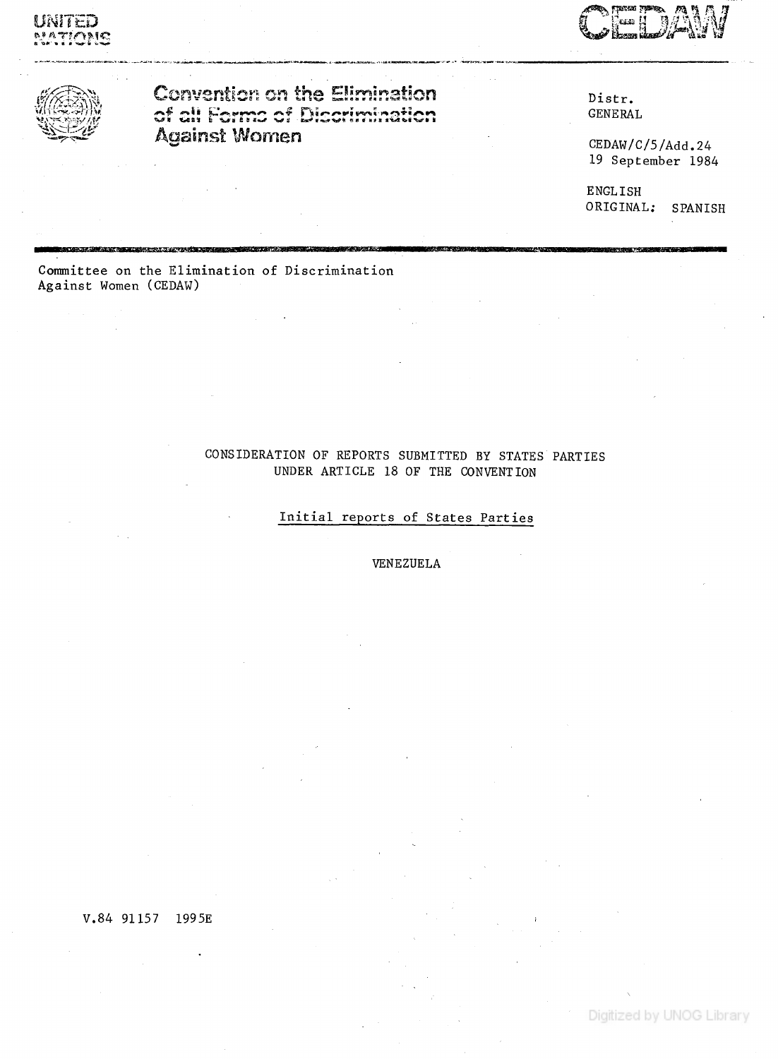UNITED NATIONS

CEDAW

# Convention on the Elimination of all Forms of Discrimination Against Women

Distr.
GENERAL

CEDAW/C/5/Add.24
19 September 1984

ENGLISH
ORIGINAL: SPANISH

Committee on the Elimination of Discrimination Against Women (CEDAW)

## CONSIDERATION OF REPORTS SUBMITTED BY STATES PARTIES UNDER ARTICLE 18 OF THE CONVENTION

### Initial reports of States Parties

VENEZUELA

V.84 91157 1995E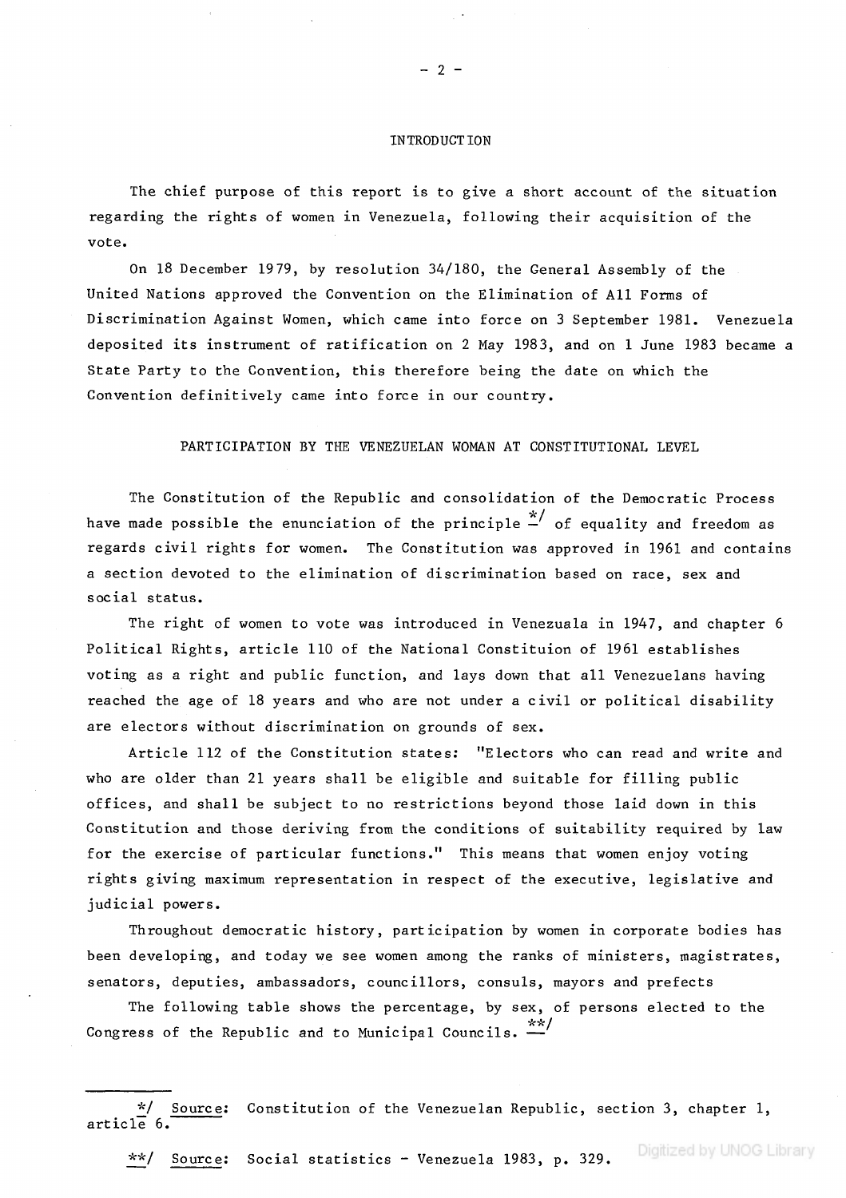## INTRODUCTION

The chief purpose of this report is to give a short account of the situation regarding the rights of women in Venezuela, following their acquisition of the vote.

On 18 December 1979, by resolution 34/180, the General Assembly of the United Nations approved the Convention on the Elimination of All Forms of Discrimination Against Women, which came into force on 3 September 1981. Venezuela deposited its instrument of ratification on 2 May 1983, and on 1 June 1983 became a State Party to the Convention, this therefore being the date on which the Convention definitively came into force in our country.

## PARTICIPATION BY THE VENEZUELAN WOMAN AT CONSTITUTIONAL LEVEL

The Constitution of the Republic and consolidation of the Democratic Process have made possible the enunciation of the principle */ of equality and freedom as regards civil rights for women. The Constitution was approved in 1961 and contains a section devoted to the elimination of discrimination based on race, sex and social status.

The right of women to vote was introduced in Venezuala in 1947, and chapter 6 Political Rights, article 110 of the National Constituion of 1961 establishes voting as a right and public function, and lays down that all Venezuelans having reached the age of 18 years and who are not under a civil or political disability are electors without discrimination on grounds of sex.

Article 112 of the Constitution states: "Electors who can read and write and who are older than 21 years shall be eligible and suitable for filling public offices, and shall be subject to no restrictions beyond those laid down in this Constitution and those deriving from the conditions of suitability required by law for the exercise of particular functions." This means that women enjoy voting rights giving maximum representation in respect of the executive, legislative and judicial powers.

Throughout democratic history, participation by women in corporate bodies has been developing, and today we see women among the ranks of ministers, magistrates, senators, deputies, ambassadors, councillors, consuls, mayors and prefects

The following table shows the percentage, by sex, of persons elected to the Congress of the Republic and to Municipal Councils. **/

---

*/ Source: Constitution of the Venezuelan Republic, section 3, chapter 1, article 6.

**/ Source: Social statistics - Venezuela 1983, p. 329.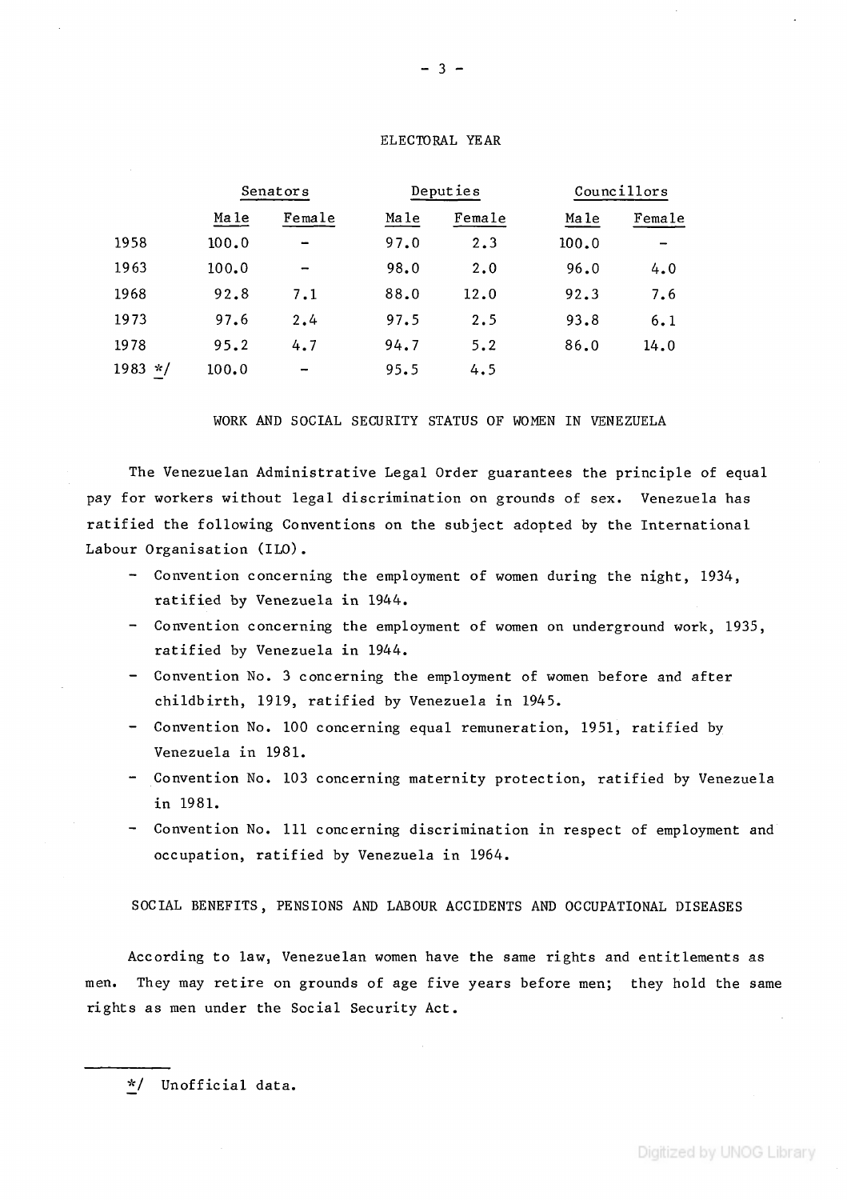ELECTORAL YEAR

| | Senators | | Deputies | | Councillors | |
|---|---|---|---|---|---|---|
| | Male | Female | Male | Female | Male | Female |
| 1958 | 100.0 | - | 97.0 | 2.3 | 100.0 | - |
| 1963 | 100.0 | - | 98.0 | 2.0 | 96.0 | 4.0 |
| 1968 | 92.8 | 7.1 | 88.0 | 12.0 | 92.3 | 7.6 |
| 1973 | 97.6 | 2.4 | 97.5 | 2.5 | 93.8 | 6.1 |
| 1978 | 95.2 | 4.7 | 94.7 | 5.2 | 86.0 | 14.0 |
| 1983 */ | 100.0 | - | 95.5 | 4.5 | | |

## WORK AND SOCIAL SECURITY STATUS OF WOMEN IN VENEZUELA

The Venezuelan Administrative Legal Order guarantees the principle of equal pay for workers without legal discrimination on grounds of sex. Venezuela has ratified the following Conventions on the subject adopted by the International Labour Organisation (ILO).

- Convention concerning the employment of women during the night, 1934, ratified by Venezuela in 1944.
- Convention concerning the employment of women on underground work, 1935, ratified by Venezuela in 1944.
- Convention No. 3 concerning the employment of women before and after childbirth, 1919, ratified by Venezuela in 1945.
- Convention No. 100 concerning equal remuneration, 1951, ratified by Venezuela in 1981.
- Convention No. 103 concerning maternity protection, ratified by Venezuela in 1981.
- Convention No. 111 concerning discrimination in respect of employment and occupation, ratified by Venezuela in 1964.

## SOCIAL BENEFITS, PENSIONS AND LABOUR ACCIDENTS AND OCCUPATIONAL DISEASES

According to law, Venezuelan women have the same rights and entitlements as men. They may retire on grounds of age five years before men; they hold the same rights as men under the Social Security Act.

---

*/ Unofficial data.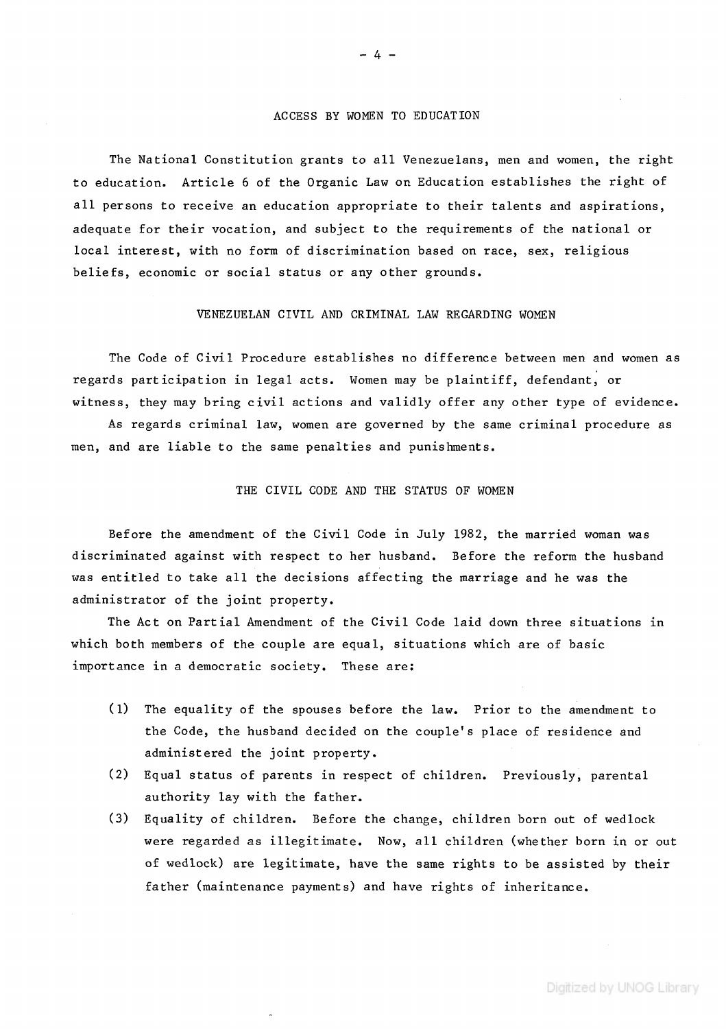## ACCESS BY WOMEN TO EDUCATION

The National Constitution grants to all Venezuelans, men and women, the right to education. Article 6 of the Organic Law on Education establishes the right of all persons to receive an education appropriate to their talents and aspirations, adequate for their vocation, and subject to the requirements of the national or local interest, with no form of discrimination based on race, sex, religious beliefs, economic or social status or any other grounds.

## VENEZUELAN CIVIL AND CRIMINAL LAW REGARDING WOMEN

The Code of Civil Procedure establishes no difference between men and women as regards participation in legal acts. Women may be plaintiff, defendant, or witness, they may bring civil actions and validly offer any other type of evidence.

As regards criminal law, women are governed by the same criminal procedure as men, and are liable to the same penalties and punishments.

## THE CIVIL CODE AND THE STATUS OF WOMEN

Before the amendment of the Civil Code in July 1982, the married woman was discriminated against with respect to her husband. Before the reform the husband was entitled to take all the decisions affecting the marriage and he was the administrator of the joint property.

The Act on Partial Amendment of the Civil Code laid down three situations in which both members of the couple are equal, situations which are of basic importance in a democratic society. These are:

(1) The equality of the spouses before the law. Prior to the amendment to the Code, the husband decided on the couple's place of residence and administered the joint property.

(2) Equal status of parents in respect of children. Previously, parental authority lay with the father.

(3) Equality of children. Before the change, children born out of wedlock were regarded as illegitimate. Now, all children (whether born in or out of wedlock) are legitimate, have the same rights to be assisted by their father (maintenance payments) and have rights of inheritance.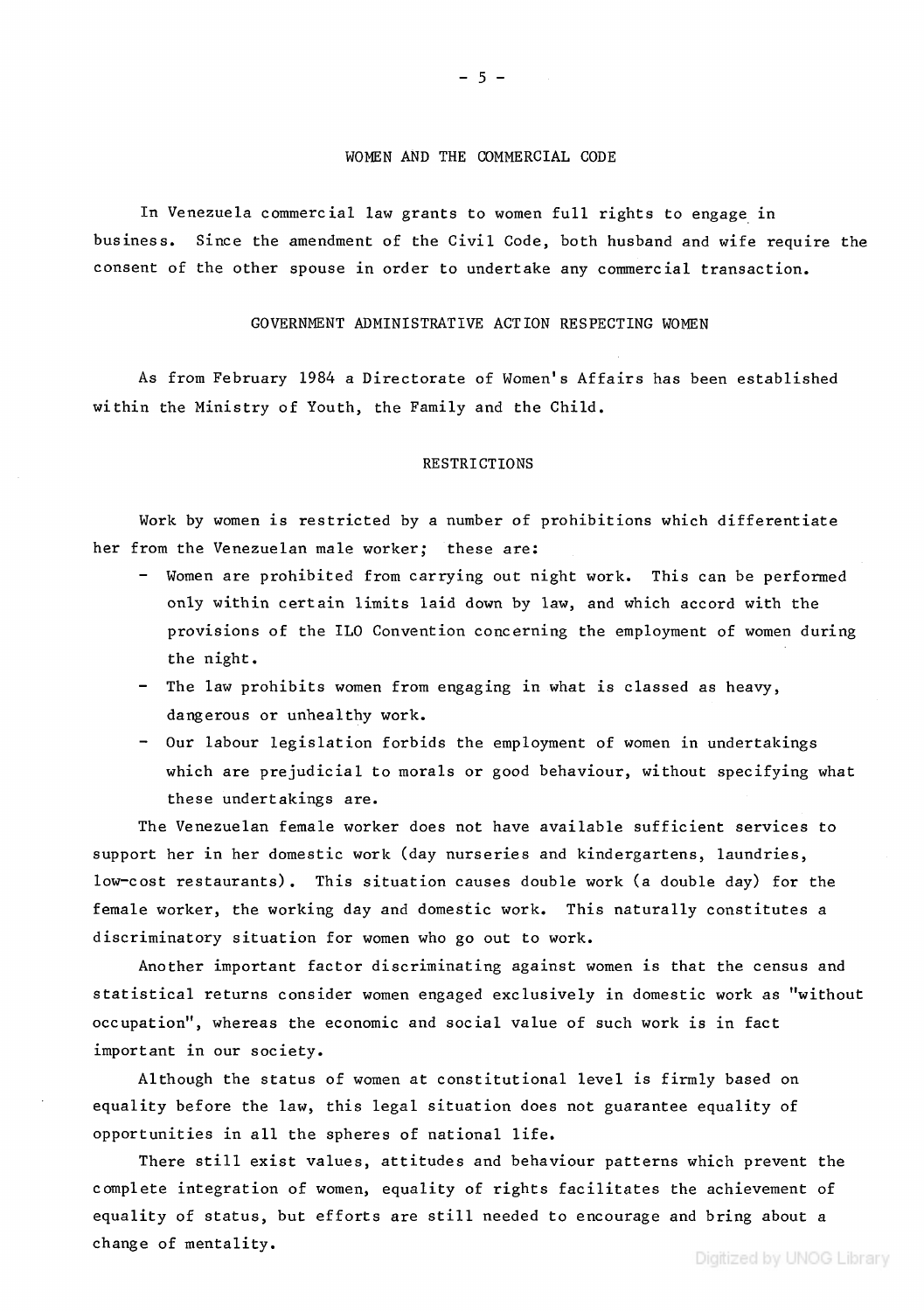## WOMEN AND THE COMMERCIAL CODE

In Venezuela commercial law grants to women full rights to engage in business. Since the amendment of the Civil Code, both husband and wife require the consent of the other spouse in order to undertake any commercial transaction.

## GOVERNMENT ADMINISTRATIVE ACTION RESPECTING WOMEN

As from February 1984 a Directorate of Women's Affairs has been established within the Ministry of Youth, the Family and the Child.

## RESTRICTIONS

Work by women is restricted by a number of prohibitions which differentiate her from the Venezuelan male worker; these are:

- Women are prohibited from carrying out night work. This can be performed only within certain limits laid down by law, and which accord with the provisions of the ILO Convention concerning the employment of women during the night.
- The law prohibits women from engaging in what is classed as heavy, dangerous or unhealthy work.
- Our labour legislation forbids the employment of women in undertakings which are prejudicial to morals or good behaviour, without specifying what these undertakings are.

The Venezuelan female worker does not have available sufficient services to support her in her domestic work (day nurseries and kindergartens, laundries, low-cost restaurants). This situation causes double work (a double day) for the female worker, the working day and domestic work. This naturally constitutes a discriminatory situation for women who go out to work.

Another important factor discriminating against women is that the census and statistical returns consider women engaged exclusively in domestic work as "without occupation", whereas the economic and social value of such work is in fact important in our society.

Although the status of women at constitutional level is firmly based on equality before the law, this legal situation does not guarantee equality of opportunities in all the spheres of national life.

There still exist values, attitudes and behaviour patterns which prevent the complete integration of women, equality of rights facilitates the achievement of equality of status, but efforts are still needed to encourage and bring about a change of mentality.